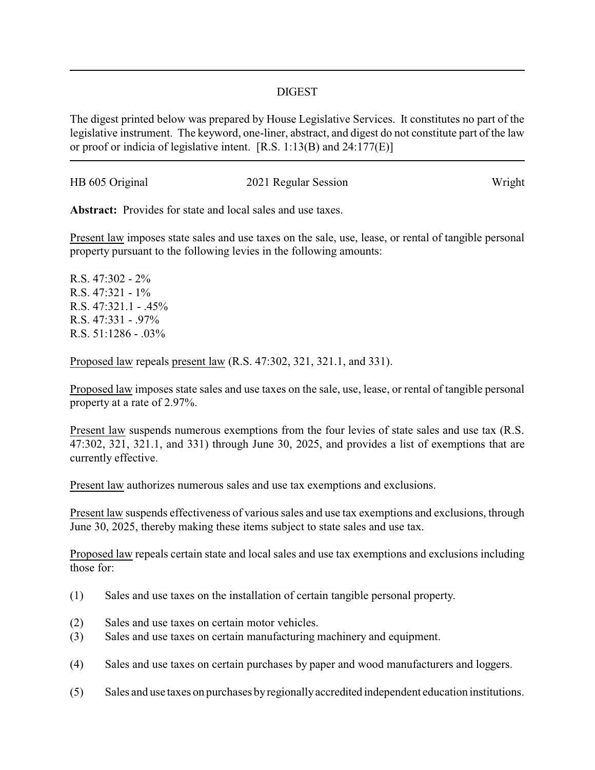## DIGEST

The digest printed below was prepared by House Legislative Services. It constitutes no part of the legislative instrument. The keyword, one-liner, abstract, and digest do not constitute part of the law or proof or indicia of legislative intent. [R.S. 1:13(B) and 24:177(E)]

HB 605 Original 2021 Regular Session Wright

**Abstract:** Provides for state and local sales and use taxes.

Present law imposes state sales and use taxes on the sale, use, lease, or rental of tangible personal property pursuant to the following levies in the following amounts:

R.S. 47:302 - 2%
R.S. 47:321 - 1%
R.S. 47:321.1 - .45%
R.S. 47:331 - .97%
R.S. 51:1286 - .03%

Proposed law repeals present law (R.S. 47:302, 321, 321.1, and 331).

Proposed law imposes state sales and use taxes on the sale, use, lease, or rental of tangible personal property at a rate of 2.97%.

Present law suspends numerous exemptions from the four levies of state sales and use tax (R.S. 47:302, 321, 321.1, and 331) through June 30, 2025, and provides a list of exemptions that are currently effective.

Present law authorizes numerous sales and use tax exemptions and exclusions.

Present law suspends effectiveness of various sales and use tax exemptions and exclusions, through June 30, 2025, thereby making these items subject to state sales and use tax.

Proposed law repeals certain state and local sales and use tax exemptions and exclusions including those for:

(1) Sales and use taxes on the installation of certain tangible personal property.

(2) Sales and use taxes on certain motor vehicles.

(3) Sales and use taxes on certain manufacturing machinery and equipment.

(4) Sales and use taxes on certain purchases by paper and wood manufacturers and loggers.

(5) Sales and use taxes on purchases by regionally accredited independent education institutions.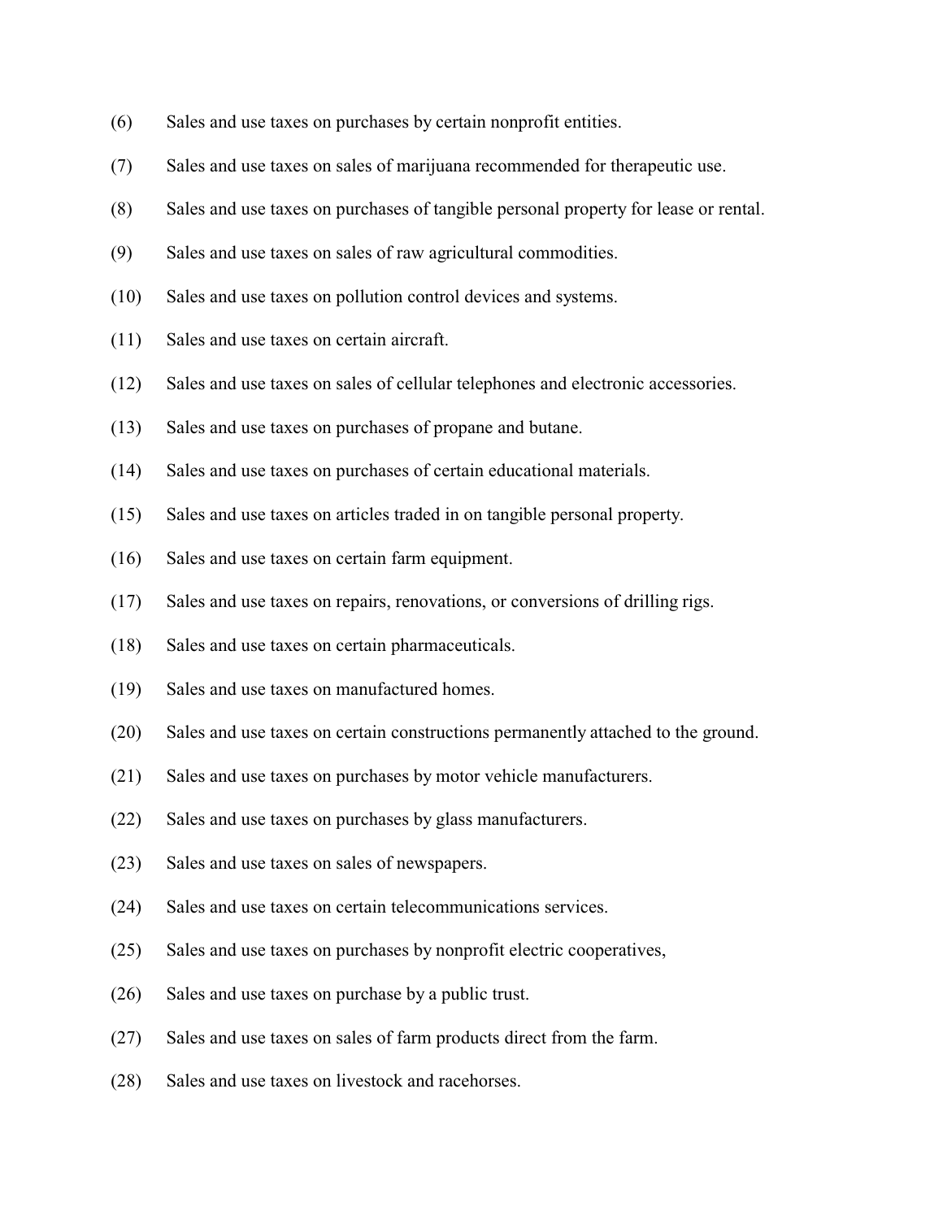(6) Sales and use taxes on purchases by certain nonprofit entities.

(7) Sales and use taxes on sales of marijuana recommended for therapeutic use.

(8) Sales and use taxes on purchases of tangible personal property for lease or rental.

(9) Sales and use taxes on sales of raw agricultural commodities.

(10) Sales and use taxes on pollution control devices and systems.

(11) Sales and use taxes on certain aircraft.

(12) Sales and use taxes on sales of cellular telephones and electronic accessories.

(13) Sales and use taxes on purchases of propane and butane.

(14) Sales and use taxes on purchases of certain educational materials.

(15) Sales and use taxes on articles traded in on tangible personal property.

(16) Sales and use taxes on certain farm equipment.

(17) Sales and use taxes on repairs, renovations, or conversions of drilling rigs.

(18) Sales and use taxes on certain pharmaceuticals.

(19) Sales and use taxes on manufactured homes.

(20) Sales and use taxes on certain constructions permanently attached to the ground.

(21) Sales and use taxes on purchases by motor vehicle manufacturers.

(22) Sales and use taxes on purchases by glass manufacturers.

(23) Sales and use taxes on sales of newspapers.

(24) Sales and use taxes on certain telecommunications services.

(25) Sales and use taxes on purchases by nonprofit electric cooperatives,

(26) Sales and use taxes on purchase by a public trust.

(27) Sales and use taxes on sales of farm products direct from the farm.

(28) Sales and use taxes on livestock and racehorses.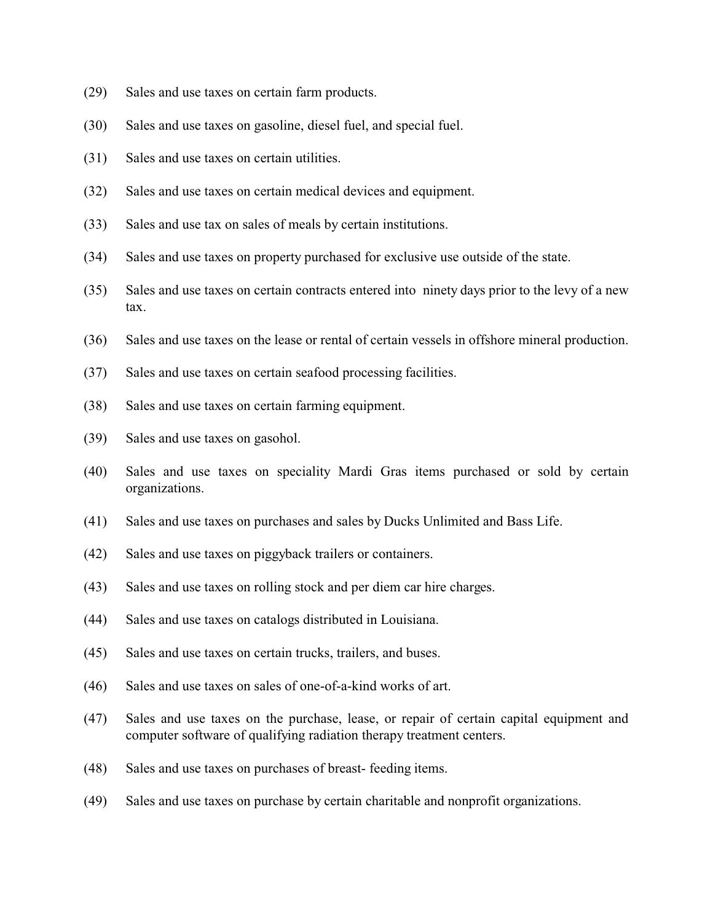(29) Sales and use taxes on certain farm products.

(30) Sales and use taxes on gasoline, diesel fuel, and special fuel.

(31) Sales and use taxes on certain utilities.

(32) Sales and use taxes on certain medical devices and equipment.

(33) Sales and use tax on sales of meals by certain institutions.

(34) Sales and use taxes on property purchased for exclusive use outside of the state.

(35) Sales and use taxes on certain contracts entered into ninety days prior to the levy of a new tax.

(36) Sales and use taxes on the lease or rental of certain vessels in offshore mineral production.

(37) Sales and use taxes on certain seafood processing facilities.

(38) Sales and use taxes on certain farming equipment.

(39) Sales and use taxes on gasohol.

(40) Sales and use taxes on speciality Mardi Gras items purchased or sold by certain organizations.

(41) Sales and use taxes on purchases and sales by Ducks Unlimited and Bass Life.

(42) Sales and use taxes on piggyback trailers or containers.

(43) Sales and use taxes on rolling stock and per diem car hire charges.

(44) Sales and use taxes on catalogs distributed in Louisiana.

(45) Sales and use taxes on certain trucks, trailers, and buses.

(46) Sales and use taxes on sales of one-of-a-kind works of art.

(47) Sales and use taxes on the purchase, lease, or repair of certain capital equipment and computer software of qualifying radiation therapy treatment centers.

(48) Sales and use taxes on purchases of breast- feeding items.

(49) Sales and use taxes on purchase by certain charitable and nonprofit organizations.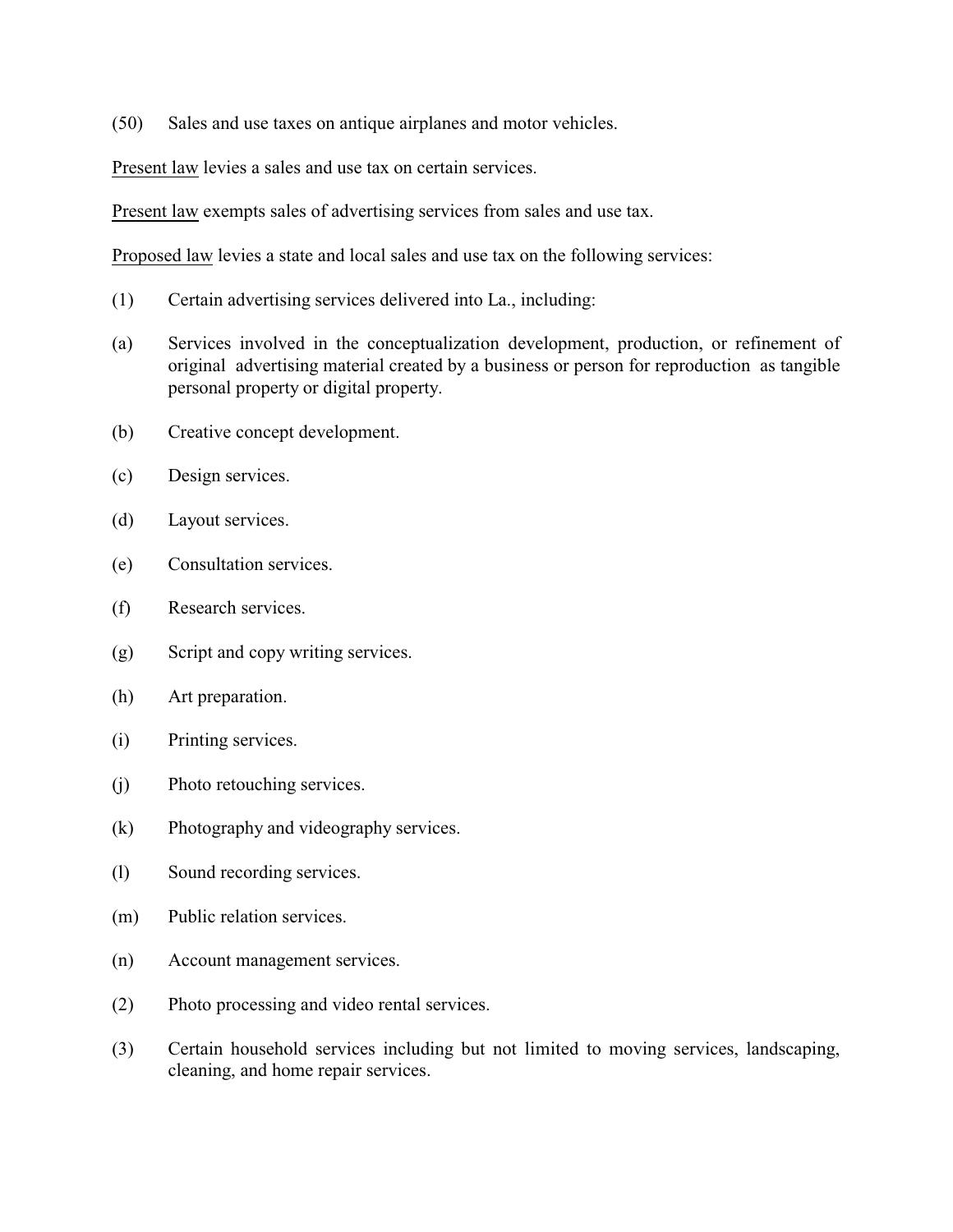(50) Sales and use taxes on antique airplanes and motor vehicles.

Present law levies a sales and use tax on certain services.

Present law exempts sales of advertising services from sales and use tax.

Proposed law levies a state and local sales and use tax on the following services:

(1) Certain advertising services delivered into La., including:

(a) Services involved in the conceptualization development, production, or refinement of original advertising material created by a business or person for reproduction as tangible personal property or digital property.

(b) Creative concept development.

(c) Design services.

(d) Layout services.

(e) Consultation services.

(f) Research services.

(g) Script and copy writing services.

(h) Art preparation.

(i) Printing services.

(j) Photo retouching services.

(k) Photography and videography services.

(l) Sound recording services.

(m) Public relation services.

(n) Account management services.

(2) Photo processing and video rental services.

(3) Certain household services including but not limited to moving services, landscaping, cleaning, and home repair services.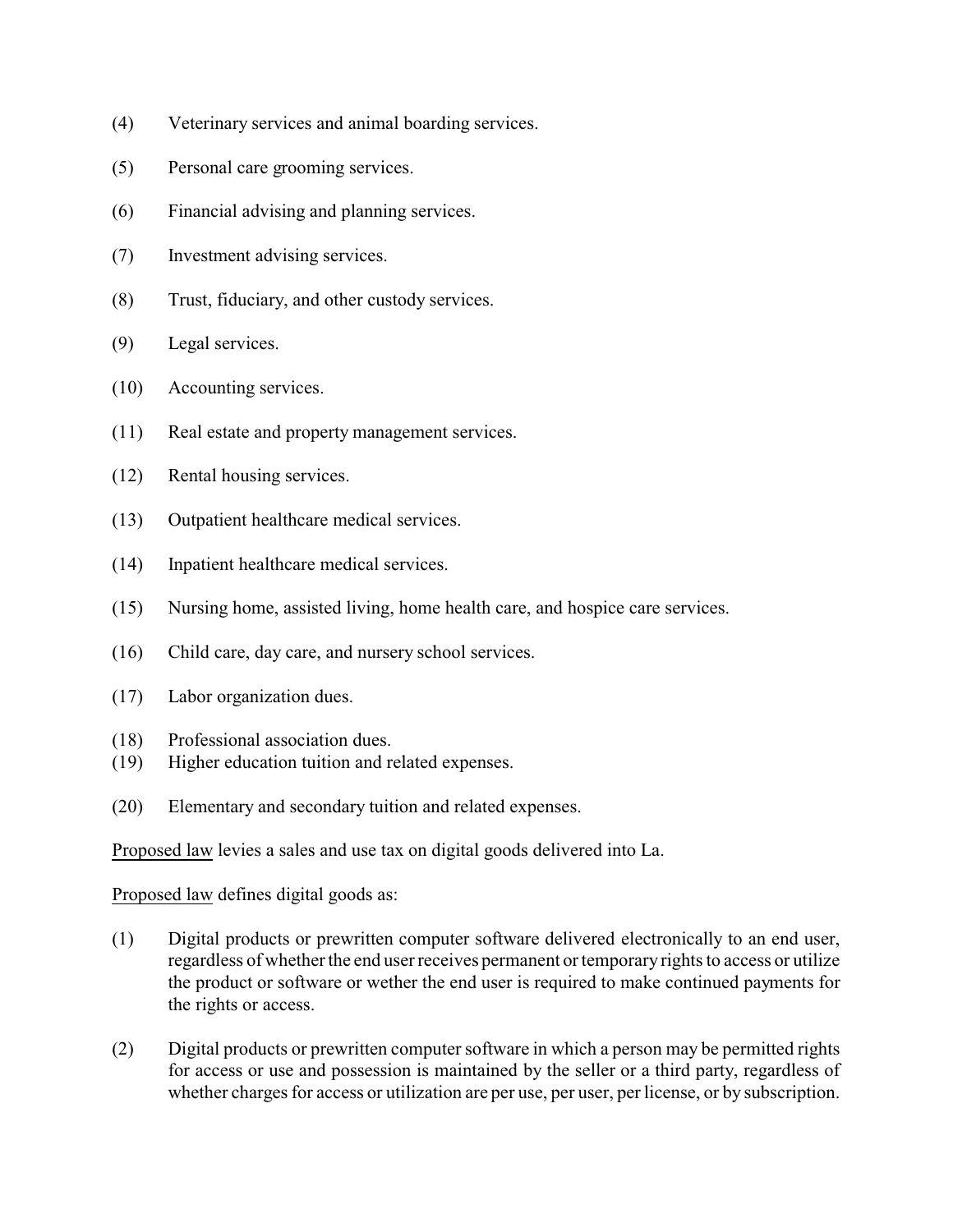(4) Veterinary services and animal boarding services.

(5) Personal care grooming services.

(6) Financial advising and planning services.

(7) Investment advising services.

(8) Trust, fiduciary, and other custody services.

(9) Legal services.

(10) Accounting services.

(11) Real estate and property management services.

(12) Rental housing services.

(13) Outpatient healthcare medical services.

(14) Inpatient healthcare medical services.

(15) Nursing home, assisted living, home health care, and hospice care services.

(16) Child care, day care, and nursery school services.

(17) Labor organization dues.

(18) Professional association dues.

(19) Higher education tuition and related expenses.

(20) Elementary and secondary tuition and related expenses.

Proposed law levies a sales and use tax on digital goods delivered into La.

Proposed law defines digital goods as:

(1) Digital products or prewritten computer software delivered electronically to an end user, regardless of whether the end user receives permanent or temporary rights to access or utilize the product or software or wether the end user is required to make continued payments for the rights or access.

(2) Digital products or prewritten computer software in which a person may be permitted rights for access or use and possession is maintained by the seller or a third party, regardless of whether charges for access or utilization are per use, per user, per license, or by subscription.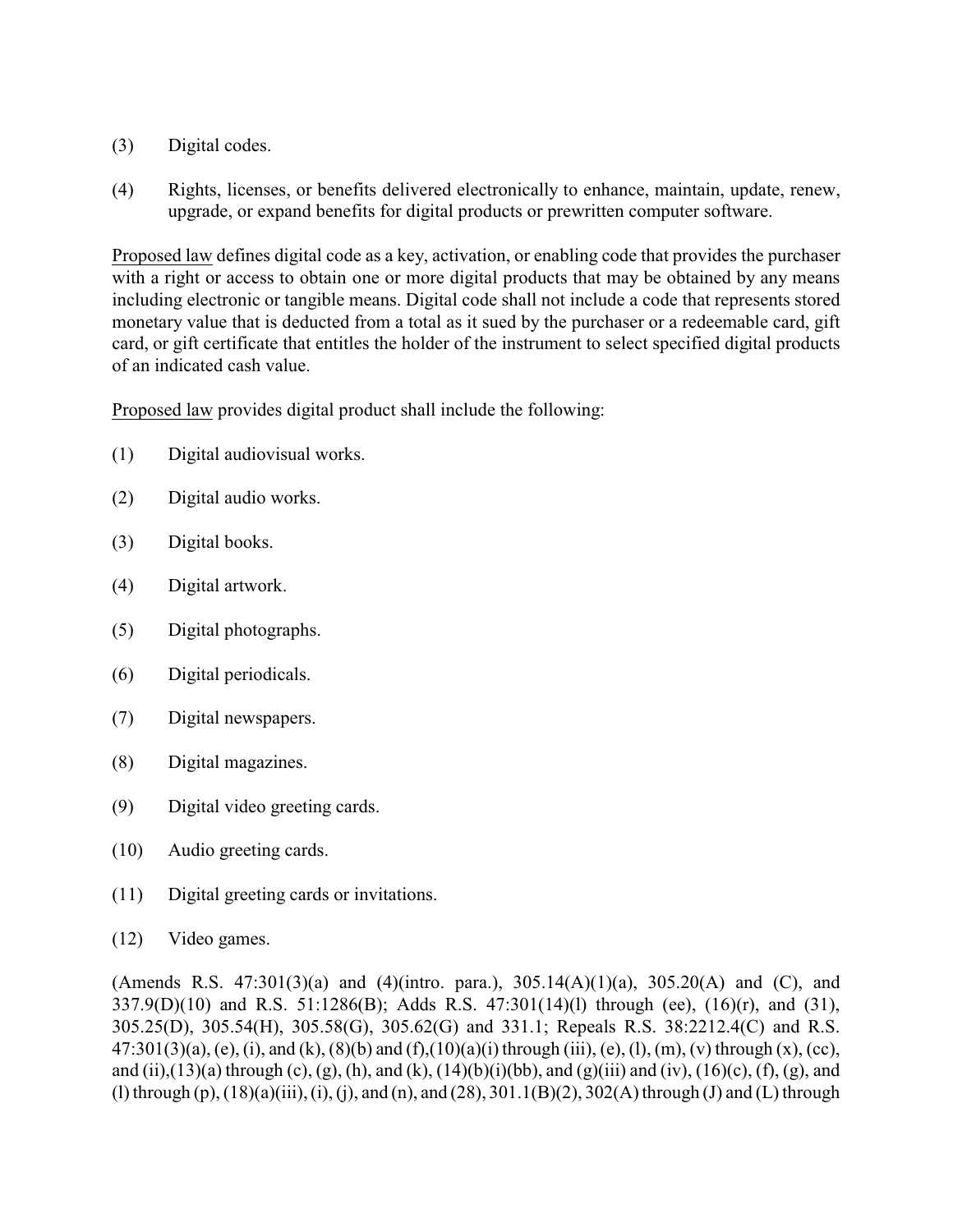(3) Digital codes.

(4) Rights, licenses, or benefits delivered electronically to enhance, maintain, update, renew, upgrade, or expand benefits for digital products or prewritten computer software.

Proposed law defines digital code as a key, activation, or enabling code that provides the purchaser with a right or access to obtain one or more digital products that may be obtained by any means including electronic or tangible means. Digital code shall not include a code that represents stored monetary value that is deducted from a total as it sued by the purchaser or a redeemable card, gift card, or gift certificate that entitles the holder of the instrument to select specified digital products of an indicated cash value.

Proposed law provides digital product shall include the following:

(1) Digital audiovisual works.

(2) Digital audio works.

(3) Digital books.

(4) Digital artwork.

(5) Digital photographs.

(6) Digital periodicals.

(7) Digital newspapers.

(8) Digital magazines.

(9) Digital video greeting cards.

(10) Audio greeting cards.

(11) Digital greeting cards or invitations.

(12) Video games.

(Amends R.S. 47:301(3)(a) and (4)(intro. para.), 305.14(A)(1)(a), 305.20(A) and (C), and 337.9(D)(10) and R.S. 51:1286(B); Adds R.S. 47:301(14)(l) through (ee), (16)(r), and (31), 305.25(D), 305.54(H), 305.58(G), 305.62(G) and 331.1; Repeals R.S. 38:2212.4(C) and R.S. 47:301(3)(a), (e), (i), and (k), (8)(b) and (f),(10)(a)(i) through (iii), (e), (l), (m), (v) through (x), (cc), and (ii),(13)(a) through (c), (g), (h), and (k), (14)(b)(i)(bb), and (g)(iii) and (iv), (16)(c), (f), (g), and (l) through (p), (18)(a)(iii), (i), (j), and (n), and (28), 301.1(B)(2), 302(A) through (J) and (L) through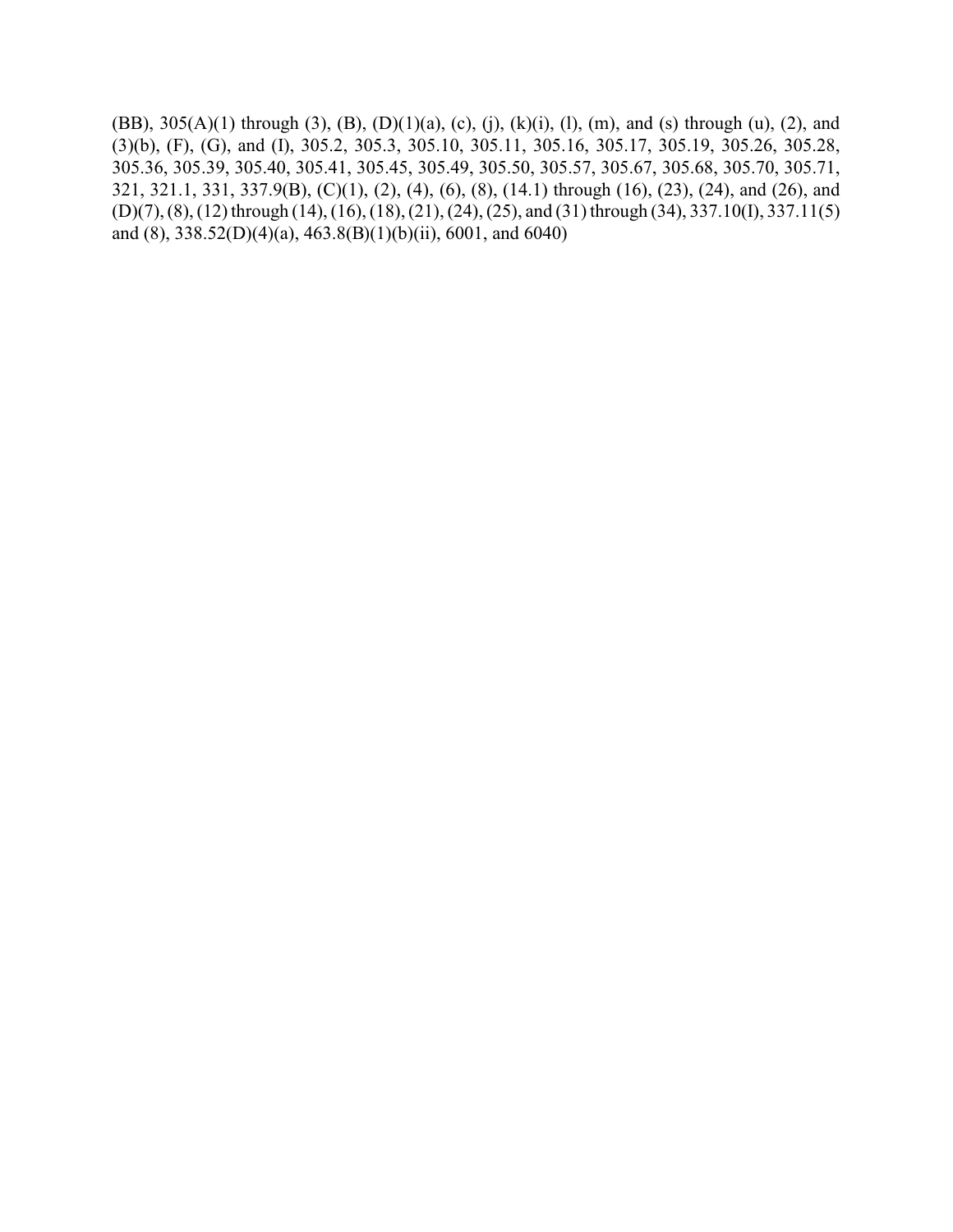(BB), 305(A)(1) through (3), (B), (D)(1)(a), (c), (j), (k)(i), (l), (m), and (s) through (u), (2), and (3)(b), (F), (G), and (I), 305.2, 305.3, 305.10, 305.11, 305.16, 305.17, 305.19, 305.26, 305.28, 305.36, 305.39, 305.40, 305.41, 305.45, 305.49, 305.50, 305.57, 305.67, 305.68, 305.70, 305.71, 321, 321.1, 331, 337.9(B), (C)(1), (2), (4), (6), (8), (14.1) through (16), (23), (24), and (26), and (D)(7), (8), (12) through (14), (16), (18), (21), (24), (25), and (31) through (34), 337.10(I), 337.11(5) and (8), 338.52(D)(4)(a), 463.8(B)(1)(b)(ii), 6001, and 6040)